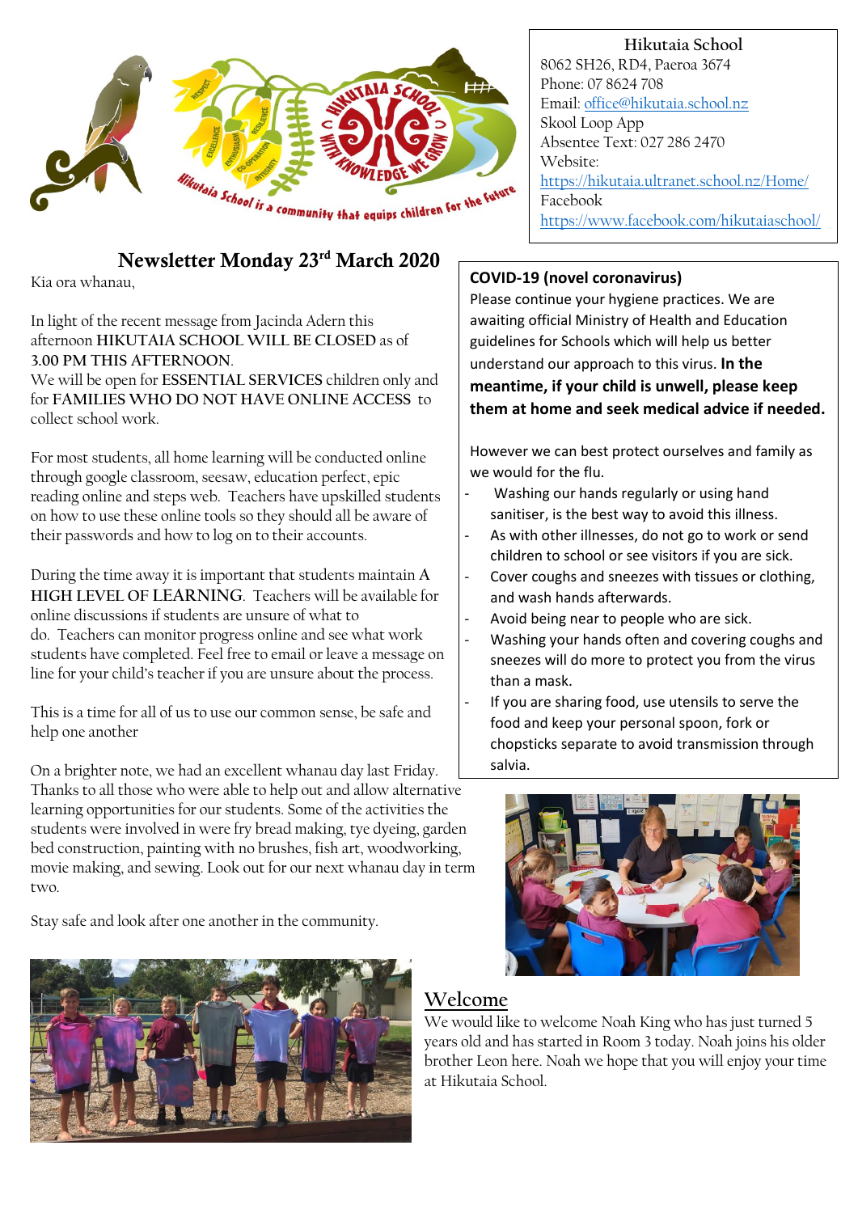**Hikutaia School**
8062 SH26, RD4, Paeroa 3674
Phone: 07 8624 708
Email: office@hikutaia.school.nz
Skool Loop App
Absentee Text: 027 286 2470
Website:
https://hikutaia.ultranet.school.nz/Home/
Facebook
https://www.facebook.com/hikutaiaschool/

# Newsletter Monday 23rd March 2020

Kia ora whanau,

In light of the recent message from Jacinda Adern this afternoon **HIKUTAIA SCHOOL WILL BE CLOSED** as of **3.00 PM THIS AFTERNOON**.
We will be open for **ESSENTIAL SERVICES** children only and for **FAMILIES WHO DO NOT HAVE ONLINE ACCESS** to collect school work.

For most students, all home learning will be conducted online through google classroom, seesaw, education perfect, epic reading online and steps web. Teachers have upskilled students on how to use these online tools so they should all be aware of their passwords and how to log on to their accounts.

During the time away it is important that students maintain **A HIGH LEVEL OF LEARNING**. Teachers will be available for online discussions if students are unsure of what to do. Teachers can monitor progress online and see what work students have completed. Feel free to email or leave a message on line for your child's teacher if you are unsure about the process.

This is a time for all of us to use our common sense, be safe and help one another

On a brighter note, we had an excellent whanau day last Friday. Thanks to all those who were able to help out and allow alternative learning opportunities for our students. Some of the activities the students were involved in were fry bread making, tye dyeing, garden bed construction, painting with no brushes, fish art, woodworking, movie making, and sewing. Look out for our next whanau day in term two.

Stay safe and look after one another in the community.

## COVID-19 (novel coronavirus)

Please continue your hygiene practices. We are awaiting official Ministry of Health and Education guidelines for Schools which will help us better understand our approach to this virus. **In the meantime, if your child is unwell, please keep them at home and seek medical advice if needed.**

However we can best protect ourselves and family as we would for the flu.

- Washing our hands regularly or using hand sanitiser, is the best way to avoid this illness.
- As with other illnesses, do not go to work or send children to school or see visitors if you are sick.
- Cover coughs and sneezes with tissues or clothing, and wash hands afterwards.
- Avoid being near to people who are sick.
- Washing your hands often and covering coughs and sneezes will do more to protect you from the virus than a mask.
- If you are sharing food, use utensils to serve the food and keep your personal spoon, fork or chopsticks separate to avoid transmission through salvia.

## Welcome

We would like to welcome Noah King who has just turned 5 years old and has started in Room 3 today. Noah joins his older brother Leon here. Noah we hope that you will enjoy your time at Hikutaia School.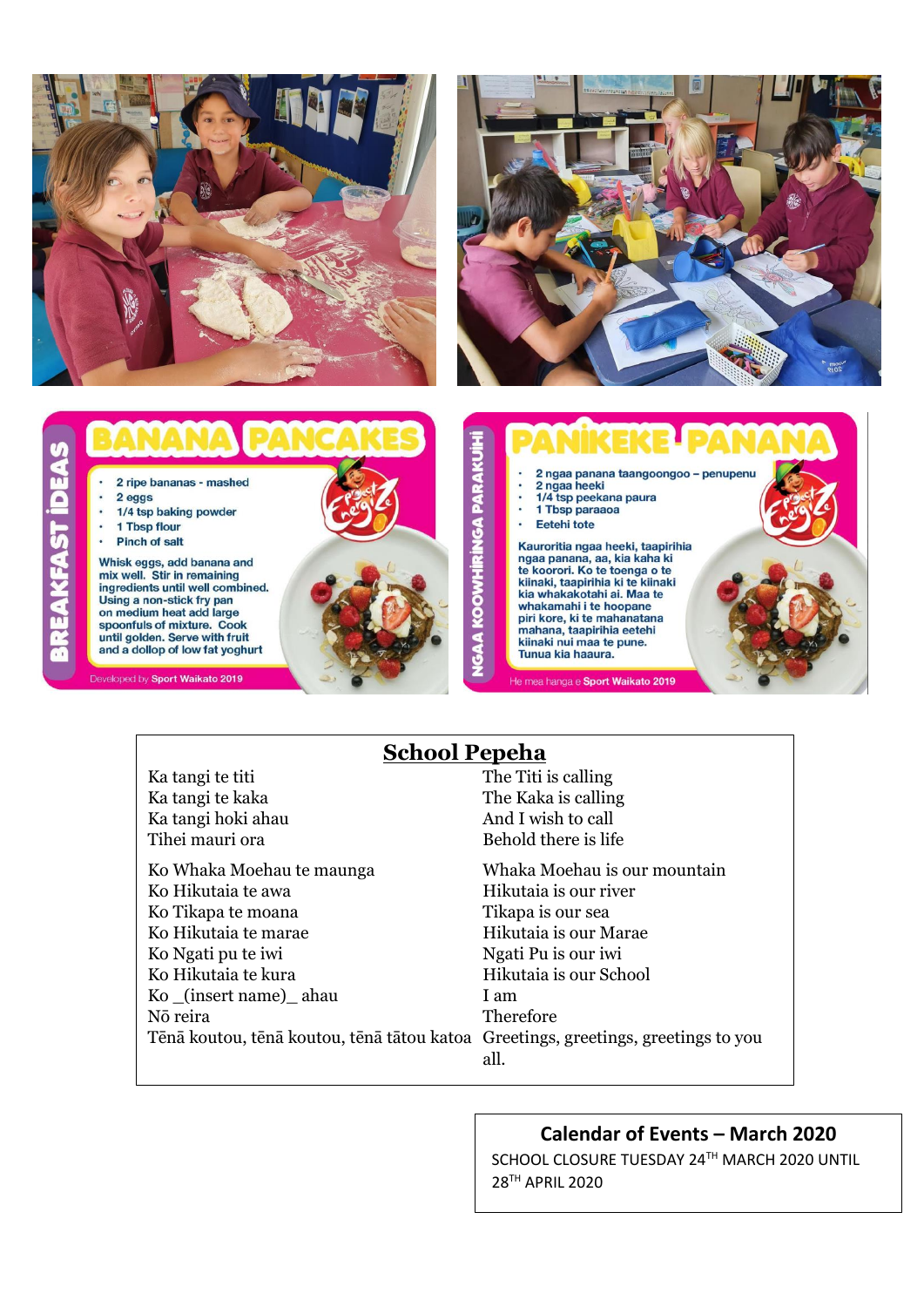# BANANA PANCAKES

BREAKFAST IDEAS

- 2 ripe bananas - mashed
- 2 eggs
- 1/4 tsp baking powder
- 1 Tbsp flour
- Pinch of salt

Whisk eggs, add banana and mix well. Stir in remaining ingredients until well combined. Using a non-stick fry pan on medium heat add large spoonfuls of mixture. Cook until golden. Serve with fruit and a dollop of low fat yoghurt

Developed by Sport Waikato 2019

# PANIKEKE PANANA

NGAA KOOWHIRINGA PARAKUIHI

- 2 ngaa panana taangoongoo – penupenu
- 2 ngaa heeki
- 1/4 tsp peekana paura
- 1 Tbsp paraaoa
- Eetehi tote

Kauroritia ngaa heeki, taapirihia ngaa panana, aa, kia kaha ki te koorori. Ko te toenga o te kiinaki, taapirihia ki te kiinaki kia whakakotahi ai. Maa te whakamahi i te hoopane piri kore, ki te mahanatana mahana, taapirihia eetehi kiinaki nui maa te pune. Tunua kia haaura.

He mea hanga e Sport Waikato 2019

## School Pepeha

| | |
|---|---|
| Ka tangi te titi | The Titi is calling |
| Ka tangi te kaka | The Kaka is calling |
| Ka tangi hoki ahau | And I wish to call |
| Tihei mauri ora | Behold there is life |
| Ko Whaka Moehau te maunga | Whaka Moehau is our mountain |
| Ko Hikutaia te awa | Hikutaia is our river |
| Ko Tikapa te moana | Tikapa is our sea |
| Ko Hikutaia te marae | Hikutaia is our Marae |
| Ko Ngati pu te iwi | Ngati Pu is our iwi |
| Ko Hikutaia te kura | Hikutaia is our School |
| Ko _(insert name)_ ahau | I am |
| Nō reira | Therefore |
| Tēnā koutou, tēnā koutou, tēnā tātou katoa | Greetings, greetings, greetings to you all. |

## Calendar of Events – March 2020

SCHOOL CLOSURE TUESDAY 24TH MARCH 2020 UNTIL 28TH APRIL 2020